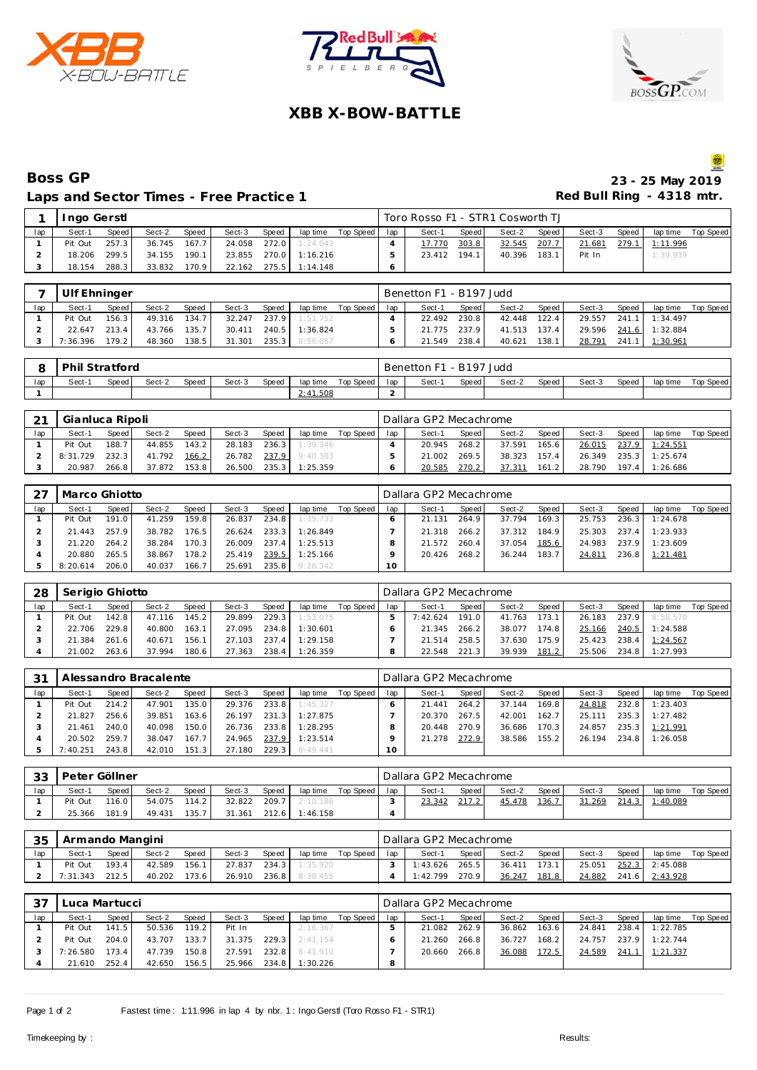# XBB X-BOW-BATTLE

## Boss GP

**23 - 25 May 2019**

### Laps and Sector Times - Free Practice 1

**Red Bull Ring - 4318 mtr.**

| 1 | Ingo Gerstl | | | | | | | | | Toro Rosso F1 - STR1 Cosworth TJ | | | | | | | | |
|---|---|---|---|---|---|---|---|---|---|---|---|---|---|---|---|---|---|---|
| lap | Sect-1 | Speed | Sect-2 | Speed | Sect-3 | Speed | lap time | Top Speed | lap | Sect-1 | Speed | Sect-2 | Speed | Sect-3 | Speed | lap time | Top Speed |
| 1 | Pit Out | 257.3 | 36.745 | 167.7 | 24.058 | 272.0 | 1:24.043 | | 4 | 17.770 | 303.8 | 32.545 | 207.7 | 21.681 | 279.1 | 1:11.996 | |
| 2 | 18.206 | 299.5 | 34.155 | 190.1 | 23.855 | 270.0 | 1:16.216 | | 5 | 23.412 | 194.1 | 40.396 | 183.1 | Pit In | | 1:39.939 | |
| 3 | 18.154 | 288.3 | 33.832 | 170.9 | 22.162 | 275.5 | 1:14.148 | | 6 | | | | | | | | |

| 7 | Ulf Ehninger | | | | | | | | | Benetton F1 - B197 Judd | | | | | | | | |
|---|---|---|---|---|---|---|---|---|---|---|---|---|---|---|---|---|---|---|
| lap | Sect-1 | Speed | Sect-2 | Speed | Sect-3 | Speed | lap time | Top Speed | lap | Sect-1 | Speed | Sect-2 | Speed | Sect-3 | Speed | lap time | Top Speed |
| 1 | Pit Out | 156.3 | 49.316 | 134.7 | 32.247 | 237.9 | 1:51.752 | | 4 | 22.492 | 230.8 | 42.448 | 122.4 | 29.557 | 241.1 | 1:34.497 | |
| 2 | 22.647 | 213.4 | 43.766 | 135.7 | 30.411 | 240.5 | 1:36.824 | | 5 | 21.775 | 237.9 | 41.513 | 137.4 | 29.596 | 241.6 | 1:32.884 | |
| 3 | 7:36.396 | 179.2 | 48.360 | 138.5 | 31.301 | 235.3 | 8:56.057 | | 6 | 21.549 | 238.4 | 40.621 | 138.1 | 28.791 | 241.1 | 1:30.961 | |

| 8 | Phil Stratford | | | | | | | | | Benetton F1 - B197 Judd | | | | | | | | |
|---|---|---|---|---|---|---|---|---|---|---|---|---|---|---|---|---|---|---|
| lap | Sect-1 | Speed | Sect-2 | Speed | Sect-3 | Speed | lap time | Top Speed | lap | Sect-1 | Speed | Sect-2 | Speed | Sect-3 | Speed | lap time | Top Speed |
| 1 | | | | | | | 2:41.508 | | 2 | | | | | | | | |

| 21 | Gianluca Ripoli | | | | | | | | | Dallara GP2 Mecachrome | | | | | | | | |
|---|---|---|---|---|---|---|---|---|---|---|---|---|---|---|---|---|---|---|
| lap | Sect-1 | Speed | Sect-2 | Speed | Sect-3 | Speed | lap time | Top Speed | lap | Sect-1 | Speed | Sect-2 | Speed | Sect-3 | Speed | lap time | Top Speed |
| 1 | Pit Out | 188.7 | 44.855 | 143.2 | 28.183 | 236.3 | 1:39.346 | | 4 | 20.945 | 268.2 | 37.591 | 165.6 | 26.015 | 237.9 | 1:24.551 | |
| 2 | 8:31.729 | 232.3 | 41.792 | 166.2 | 26.782 | 237.9 | 9:40.303 | | 5 | 21.002 | 269.5 | 38.323 | 157.4 | 26.349 | 235.3 | 1:25.674 | |
| 3 | 20.987 | 266.8 | 37.872 | 153.8 | 26.500 | 235.3 | 1:25.359 | | 6 | 20.585 | 270.2 | 37.311 | 161.2 | 28.790 | 197.4 | 1:26.686 | |

| 27 | Marco Ghiotto | | | | | | | | | Dallara GP2 Mecachrome | | | | | | | | |
|---|---|---|---|---|---|---|---|---|---|---|---|---|---|---|---|---|---|---|
| lap | Sect-1 | Speed | Sect-2 | Speed | Sect-3 | Speed | lap time | Top Speed | lap | Sect-1 | Speed | Sect-2 | Speed | Sect-3 | Speed | lap time | Top Speed |
| 1 | Pit Out | 191.0 | 41.259 | 159.8 | 26.837 | 234.8 | 1:35.733 | | 6 | 21.131 | 264.9 | 37.794 | 169.3 | 25.753 | 236.3 | 1:24.678 | |
| 2 | 21.443 | 257.9 | 38.782 | 176.5 | 26.624 | 233.3 | 1:26.849 | | 7 | 21.318 | 266.2 | 37.312 | 184.9 | 25.303 | 237.4 | 1:23.933 | |
| 3 | 21.220 | 264.2 | 38.284 | 170.3 | 26.009 | 237.4 | 1:25.513 | | 8 | 21.572 | 260.4 | 37.054 | 185.6 | 24.983 | 237.9 | 1:23.609 | |
| 4 | 20.880 | 265.5 | 38.867 | 178.2 | 25.419 | 239.5 | 1:25.166 | | 9 | 20.426 | 268.2 | 36.244 | 183.7 | 24.811 | 236.8 | 1:21.481 | |
| 5 | 8:20.614 | 206.0 | 40.037 | 166.7 | 25.691 | 235.8 | 9:26.342 | | 10 | | | | | | | | |

| 28 | Serigio Ghiotto | | | | | | | | | Dallara GP2 Mecachrome | | | | | | | | |
|---|---|---|---|---|---|---|---|---|---|---|---|---|---|---|---|---|---|---|
| lap | Sect-1 | Speed | Sect-2 | Speed | Sect-3 | Speed | lap time | Top Speed | lap | Sect-1 | Speed | Sect-2 | Speed | Sect-3 | Speed | lap time | Top Speed |
| 1 | Pit Out | 142.8 | 47.116 | 145.2 | 29.899 | 229.3 | 1:53.075 | | 5 | 7:42.624 | 191.0 | 41.763 | 173.1 | 26.183 | 237.9 | 8:50.570 | |
| 2 | 22.706 | 229.8 | 40.800 | 163.1 | 27.095 | 234.8 | 1:30.601 | | 6 | 21.345 | 266.2 | 38.077 | 174.8 | 25.166 | 240.5 | 1:24.588 | |
| 3 | 21.384 | 261.6 | 40.671 | 156.1 | 27.103 | 237.4 | 1:29.158 | | 7 | 21.514 | 258.5 | 37.630 | 175.9 | 25.423 | 238.4 | 1:24.567 | |
| 4 | 21.002 | 263.6 | 37.994 | 180.6 | 27.363 | 238.4 | 1:26.359 | | 8 | 22.548 | 221.3 | 39.939 | 181.2 | 25.506 | 234.8 | 1:27.993 | |

| 31 | Alessandro Bracalente | | | | | | | | | Dallara GP2 Mecachrome | | | | | | | | |
|---|---|---|---|---|---|---|---|---|---|---|---|---|---|---|---|---|---|---|
| lap | Sect-1 | Speed | Sect-2 | Speed | Sect-3 | Speed | lap time | Top Speed | lap | Sect-1 | Speed | Sect-2 | Speed | Sect-3 | Speed | lap time | Top Speed |
| 1 | Pit Out | 214.2 | 47.901 | 135.0 | 29.376 | 233.8 | 1:45.327 | | 6 | 21.441 | 264.2 | 37.144 | 169.8 | 24.818 | 232.8 | 1:23.403 | |
| 2 | 21.827 | 256.6 | 39.851 | 163.6 | 26.197 | 231.3 | 1:27.875 | | 7 | 20.370 | 267.5 | 42.001 | 162.7 | 25.111 | 235.3 | 1:27.482 | |
| 3 | 21.461 | 240.0 | 40.098 | 150.0 | 26.736 | 233.8 | 1:28.295 | | 8 | 20.448 | 270.9 | 36.686 | 170.3 | 24.857 | 235.3 | 1:21.991 | |
| 4 | 20.502 | 259.7 | 38.047 | 167.7 | 24.965 | 237.9 | 1:23.514 | | 9 | 21.278 | 272.9 | 38.586 | 155.2 | 26.194 | 234.8 | 1:26.058 | |
| 5 | 7:40.251 | 243.8 | 42.010 | 151.3 | 27.180 | 229.3 | 8:49.441 | | 10 | | | | | | | | |

| 33 | Peter Göllner | | | | | | | | | Dallara GP2 Mecachrome | | | | | | | | |
|---|---|---|---|---|---|---|---|---|---|---|---|---|---|---|---|---|---|---|
| lap | Sect-1 | Speed | Sect-2 | Speed | Sect-3 | Speed | lap time | Top Speed | lap | Sect-1 | Speed | Sect-2 | Speed | Sect-3 | Speed | lap time | Top Speed |
| 1 | Pit Out | 116.0 | 54.075 | 114.2 | 32.822 | 209.7 | 2:10.186 | | 3 | 23.342 | 217.2 | 45.478 | 136.7 | 31.269 | 214.3 | 1:40.089 | |
| 2 | 25.366 | 181.9 | 49.431 | 135.7 | 31.361 | 212.6 | 1:46.158 | | 4 | | | | | | | | |

| 35 | Armando Mangini | | | | | | | | | Dallara GP2 Mecachrome | | | | | | | | |
|---|---|---|---|---|---|---|---|---|---|---|---|---|---|---|---|---|---|---|
| lap | Sect-1 | Speed | Sect-2 | Speed | Sect-3 | Speed | lap time | Top Speed | lap | Sect-1 | Speed | Sect-2 | Speed | Sect-3 | Speed | lap time | Top Speed |
| 1 | Pit Out | 193.4 | 42.589 | 156.1 | 27.837 | 234.3 | 1:35.920 | | 3 | 1:43.626 | 265.5 | 36.411 | 173.1 | 25.051 | 252.3 | 2:45.088 | |
| 2 | 7:31.343 | 212.5 | 40.202 | 173.6 | 26.910 | 236.8 | 8:38.455 | | 4 | 1:42.799 | 270.9 | 36.247 | 181.8 | 24.882 | 241.6 | 2:43.928 | |

| 37 | Luca Martucci | | | | | | | | | Dallara GP2 Mecachrome | | | | | | | | |
|---|---|---|---|---|---|---|---|---|---|---|---|---|---|---|---|---|---|---|
| lap | Sect-1 | Speed | Sect-2 | Speed | Sect-3 | Speed | lap time | Top Speed | lap | Sect-1 | Speed | Sect-2 | Speed | Sect-3 | Speed | lap time | Top Speed |
| 1 | Pit Out | 141.5 | 50.536 | 119.2 | Pit In | | 2:16.367 | | 5 | 21.082 | 262.9 | 36.862 | 163.6 | 24.841 | 238.4 | 1:22.785 | |
| 2 | Pit Out | 204.0 | 43.707 | 133.7 | 31.375 | 229.3 | 2:41.154 | | 6 | 21.260 | 266.8 | 36.727 | 168.2 | 24.757 | 237.9 | 1:22.744 | |
| 3 | 7:26.580 | 173.4 | 47.739 | 150.8 | 27.591 | 232.8 | 8:41.910 | | 7 | 20.660 | 266.8 | 36.088 | 172.5 | 24.589 | 241.1 | 1:21.337 | |
| 4 | 21.610 | 252.4 | 42.650 | 156.5 | 25.966 | 234.8 | 1:30.226 | | 8 | | | | | | | | |

Fastest time : 1:11.996 in lap 4 by nbr. 1 : Ingo Gerstl (Toro Rosso F1 - STR1)

Timekeeping by : Results: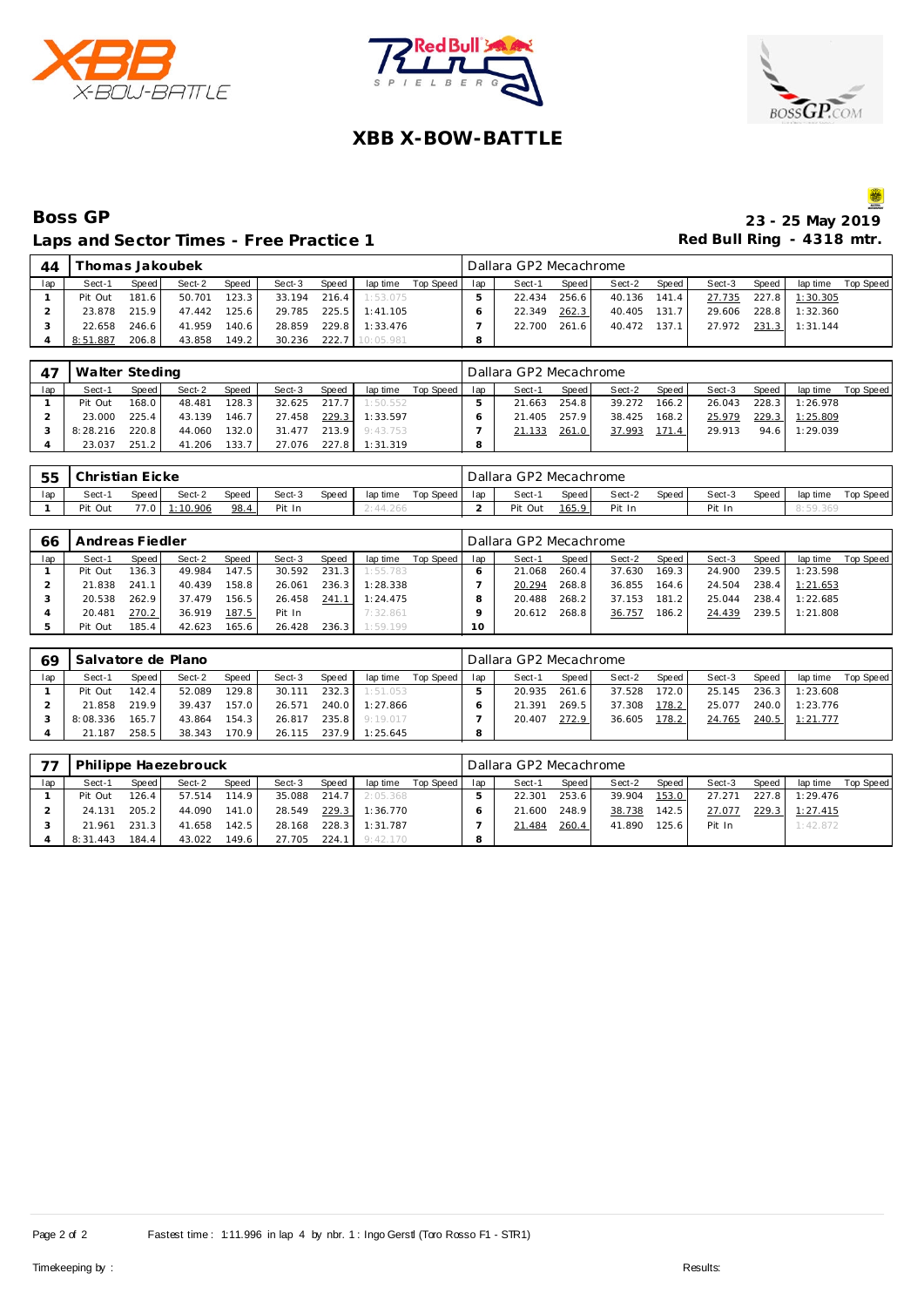# XBB X-BOW-BATTLE

## Boss GP

**23 - 25 May 2019**

## Laps and Sector Times - Free Practice 1

**Red Bull Ring - 4318 mtr.**

| 44 | Thomas Jakoubek | | | | | | | | Dallara GP2 Mecachrome | | | | | | | | |
|---|---|---|---|---|---|---|---|---|---|---|---|---|---|---|---|---|---|
| lap | Sect-1 | Speed | Sect-2 | Speed | Sect-3 | Speed | lap time | Top Speed | lap | Sect-1 | Speed | Sect-2 | Speed | Sect-3 | Speed | lap time | Top Speed |
| 1 | Pit Out | 181.6 | 50.701 | 123.3 | 33.194 | 216.4 | 1:53.075 | | 5 | 22.434 | 256.6 | 40.136 | 141.4 | 27.735 | 227.8 | 1:30.305 | |
| 2 | 23.878 | 215.9 | 47.442 | 125.6 | 29.785 | 225.5 | 1:41.105 | | 6 | 22.349 | 262.3 | 40.405 | 131.7 | 29.606 | 228.8 | 1:32.360 | |
| 3 | 22.658 | 246.6 | 41.959 | 140.6 | 28.859 | 229.8 | 1:33.476 | | 7 | 22.700 | 261.6 | 40.472 | 137.1 | 27.972 | 231.3 | 1:31.144 | |
| 4 | 8:51.887 | 206.8 | 43.858 | 149.2 | 30.236 | 222.7 | 10:05.981 | | 8 | | | | | | | | |

| 47 | Walter Steding | | | | | | | | Dallara GP2 Mecachrome | | | | | | | | |
|---|---|---|---|---|---|---|---|---|---|---|---|---|---|---|---|---|---|
| lap | Sect-1 | Speed | Sect-2 | Speed | Sect-3 | Speed | lap time | Top Speed | lap | Sect-1 | Speed | Sect-2 | Speed | Sect-3 | Speed | lap time | Top Speed |
| 1 | Pit Out | 168.0 | 48.481 | 128.3 | 32.625 | 217.7 | 1:50.552 | | 5 | 21.663 | 254.8 | 39.272 | 166.2 | 26.043 | 228.3 | 1:26.978 | |
| 2 | 23.000 | 225.4 | 43.139 | 146.7 | 27.458 | 229.3 | 1:33.597 | | 6 | 21.405 | 257.9 | 38.425 | 168.2 | 25.979 | 229.3 | 1:25.809 | |
| 3 | 8:28.216 | 220.8 | 44.060 | 132.0 | 31.477 | 213.9 | 9:43.753 | | 7 | 21.133 | 261.0 | 37.993 | 171.4 | 29.913 | 94.6 | 1:29.039 | |
| 4 | 23.037 | 251.2 | 41.206 | 133.7 | 27.076 | 227.8 | 1:31.319 | | 8 | | | | | | | | |

| 55 | Christian Eicke | | | | | | | | Dallara GP2 Mecachrome | | | | | | | | |
|---|---|---|---|---|---|---|---|---|---|---|---|---|---|---|---|---|---|
| lap | Sect-1 | Speed | Sect-2 | Speed | Sect-3 | Speed | lap time | Top Speed | lap | Sect-1 | Speed | Sect-2 | Speed | Sect-3 | Speed | lap time | Top Speed |
| 1 | Pit Out | 77.0 | 1:10.906 | 98.4 | Pit In | | 2:44.266 | | 2 | Pit Out | 165.9 | Pit In | | Pit In | | 8:59.369 | |

| 66 | Andreas Fiedler | | | | | | | | Dallara GP2 Mecachrome | | | | | | | | |
|---|---|---|---|---|---|---|---|---|---|---|---|---|---|---|---|---|---|
| lap | Sect-1 | Speed | Sect-2 | Speed | Sect-3 | Speed | lap time | Top Speed | lap | Sect-1 | Speed | Sect-2 | Speed | Sect-3 | Speed | lap time | Top Speed |
| 1 | Pit Out | 136.3 | 49.984 | 147.5 | 30.592 | 231.3 | 1:55.783 | | 6 | 21.068 | 260.4 | 37.630 | 169.3 | 24.900 | 239.5 | 1:23.598 | |
| 2 | 21.838 | 241.1 | 40.439 | 158.8 | 26.061 | 236.3 | 1:28.338 | | 7 | 20.294 | 268.8 | 36.855 | 164.6 | 24.504 | 238.4 | 1:21.653 | |
| 3 | 20.538 | 262.9 | 37.479 | 156.5 | 26.458 | 241.1 | 1:24.475 | | 8 | 20.488 | 268.2 | 37.153 | 181.2 | 25.044 | 238.4 | 1:22.685 | |
| 4 | 20.481 | 270.2 | 36.919 | 187.5 | Pit In | | 7:32.861 | | 9 | 20.612 | 268.8 | 36.757 | 186.2 | 24.439 | 239.5 | 1:21.808 | |
| 5 | Pit Out | 185.4 | 42.623 | 165.6 | 26.428 | 236.3 | 1:59.199 | | 10 | | | | | | | | |

| 69 | Salvatore de Plano | | | | | | | | Dallara GP2 Mecachrome | | | | | | | | |
|---|---|---|---|---|---|---|---|---|---|---|---|---|---|---|---|---|---|
| lap | Sect-1 | Speed | Sect-2 | Speed | Sect-3 | Speed | lap time | Top Speed | lap | Sect-1 | Speed | Sect-2 | Speed | Sect-3 | Speed | lap time | Top Speed |
| 1 | Pit Out | 142.4 | 52.089 | 129.8 | 30.111 | 232.3 | 1:51.053 | | 5 | 20.935 | 261.6 | 37.528 | 172.0 | 25.145 | 236.3 | 1:23.608 | |
| 2 | 21.858 | 219.9 | 39.437 | 157.0 | 26.571 | 240.0 | 1:27.866 | | 6 | 21.391 | 269.5 | 37.308 | 178.2 | 25.077 | 240.0 | 1:23.776 | |
| 3 | 8:08.336 | 165.7 | 43.864 | 154.3 | 26.817 | 235.8 | 9:19.017 | | 7 | 20.407 | 272.9 | 36.605 | 178.2 | 24.765 | 240.5 | 1:21.777 | |
| 4 | 21.187 | 258.5 | 38.343 | 170.9 | 26.115 | 237.9 | 1:25.645 | | 8 | | | | | | | | |

| 77 | Philippe Haezebrouck | | | | | | | | Dallara GP2 Mecachrome | | | | | | | | |
|---|---|---|---|---|---|---|---|---|---|---|---|---|---|---|---|---|---|
| lap | Sect-1 | Speed | Sect-2 | Speed | Sect-3 | Speed | lap time | Top Speed | lap | Sect-1 | Speed | Sect-2 | Speed | Sect-3 | Speed | lap time | Top Speed |
| 1 | Pit Out | 126.4 | 57.514 | 114.9 | 35.088 | 214.7 | 2:05.368 | | 5 | 22.301 | 253.6 | 39.904 | 153.0 | 27.271 | 227.8 | 1:29.476 | |
| 2 | 24.131 | 205.2 | 44.090 | 141.0 | 28.549 | 229.3 | 1:36.770 | | 6 | 21.600 | 248.9 | 38.738 | 142.5 | 27.077 | 229.3 | 1:27.415 | |
| 3 | 21.961 | 231.3 | 41.658 | 142.5 | 28.168 | 228.3 | 1:31.787 | | 7 | 21.484 | 260.4 | 41.890 | 125.6 | Pit In | | 1:42.872 | |
| 4 | 8:31.443 | 184.4 | 43.022 | 149.6 | 27.705 | 224.1 | 9:42.170 | | 8 | | | | | | | | |

Fastest time : 1:11.996 in lap 4 by nbr. 1 : Ingo Gerstl (Toro Rosso F1 - STR1)

Timekeeping by : 

Results: